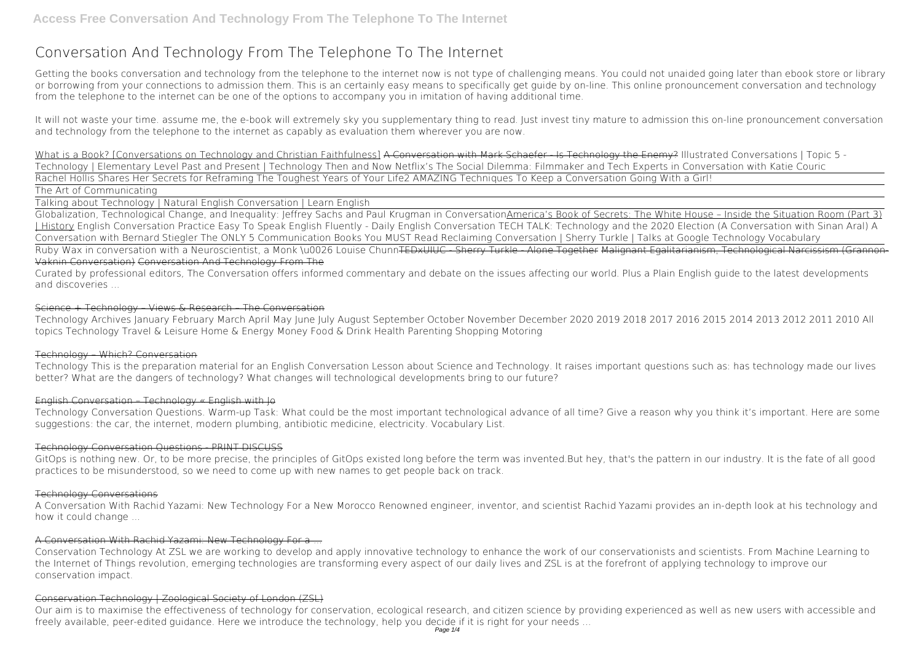# Conversation And Technology From The Telephone To The Internet

Getting the books conversation and technology from the telephone to the internet now is not type of challenging means. You could not unaided going later than ebook store or library or borrowing from your connections to admission them. This is an certainly easy means to specifically get guide by on-line. This online pronouncement conversation and technology from the telephone to the internet can be one of the options to accompany you in imitation of having additional time.

It will not waste your time. assume me, the e-book will extremely sky you supplementary thing to read. Just invest tiny mature to admission this on-line pronouncement conversation and technology from the telephone to the internet as capably as evaluation them wherever you are now.

What is a Book? [Conversations on Technology and Christian Faithfulness] A Conversation with Mark Schaefer - Is Technology the Enemy? Illustrated Conversations | Topic 5 - Technology | Elementary Level Past and Present | Technology Then and Now Netflix's The Social Dilemma: Filmmaker and Tech Experts in Conversation with Katie Couric

Rachel Hollis Shares Her Secrets for Reframing The Toughest Years of Your Life2 AMAZING Techniques To Keep a Conversation Going With a Girl!

The Art of Communicating

Talking about Technology | Natural English Conversation | Learn English

Globalization, Technological Change, and Inequality: Jeffrey Sachs and Paul Krugman in ConversationAmerica's Book of Secrets: The White House – Inside the Situation Room (Part 3) | History English Conversation Practice Easy To Speak English Fluently - Daily English Conversation TECH TALK: Technology and the 2020 Election (A Conversation with Sinan Aral) A Conversation with Bernard Stiegler The ONLY 5 Communication Books You MUST Read Reclaiming Conversation | Sherry Turkle | Talks at Google Technology Vocabulary

Ruby Wax in conversation with a Neuroscientist, a Monk \u0026 Louise ChunnTEDxUIUC - Sherry Turkle - Alone Together Malignant Egalitarianism, Technological Narcissism (Grannon-Vaknin Conversation) Conversation And Technology From The

Curated by professional editors, The Conversation offers informed commentary and debate on the issues affecting our world. Plus a Plain English guide to the latest developments and discoveries ...

## Science + Technology – Views & Research – The Conversation

Technology Archives January February March April May June July August September October November December 2020 2019 2018 2017 2016 2015 2014 2013 2012 2011 2010 All topics Technology Travel & Leisure Home & Energy Money Food & Drink Health Parenting Shopping Motoring

## Technology – Which? Conversation

Technology This is the preparation material for an English Conversation Lesson about Science and Technology. It raises important questions such as: has technology made our lives better? What are the dangers of technology? What changes will technological developments bring to our future?

## English Conversation – Technology « English with Jo

Technology Conversation Questions. Warm-up Task: What could be the most important technological advance of all time? Give a reason why you think it's important. Here are some suggestions: the car, the internet, modern plumbing, antibiotic medicine, electricity. Vocabulary List.

## Technology Conversation Questions - PRINT DISCUSS

GitOps is nothing new. Or, to be more precise, the principles of GitOps existed long before the term was invented.But hey, that's the pattern in our industry. It is the fate of all good practices to be misunderstood, so we need to come up with new names to get people back on track.

## Technology Conversations

A Conversation With Rachid Yazami: New Technology For a New Morocco Renowned engineer, inventor, and scientist Rachid Yazami provides an in-depth look at his technology and how it could change ...

## A Conversation With Rachid Yazami: New Technology For a ...

Conservation Technology At ZSL we are working to develop and apply innovative technology to enhance the work of our conservationists and scientists. From Machine Learning to the Internet of Things revolution, emerging technologies are transforming every aspect of our daily lives and ZSL is at the forefront of applying technology to improve our conservation impact.

## Conservation Technology | Zoological Society of London (ZSL)

Our aim is to maximise the effectiveness of technology for conservation, ecological research, and citizen science by providing experienced as well as new users with accessible and freely available, peer-edited guidance. Here we introduce the technology, help you decide if it is right for your needs ...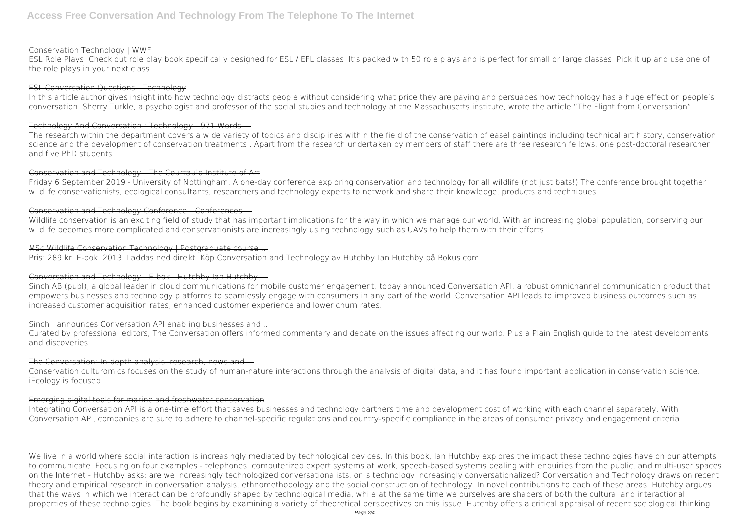### Conservation Technology | WWF

ESL Role Plays: Check out role play book specifically designed for ESL / EFL classes. It's packed with 50 role plays and is perfect for small or large classes. Pick it up and use one of the role plays in your next class.

### ESL Conversation Questions - Technology

In this article author gives insight into how technology distracts people without considering what price they are paying and persuades how technology has a huge effect on people's conversation. Sherry Turkle, a psychologist and professor of the social studies and technology at the Massachusetts institute, wrote the article "The Flight from Conversation".

### Technology And Conversation : Technology - 971 Words ...

The research within the department covers a wide variety of topics and disciplines within the field of the conservation of easel paintings including technical art history, conservation science and the development of conservation treatments.. Apart from the research undertaken by members of staff there are three research fellows, one post-doctoral researcher and five PhD students.

### Conservation and Technology - The Courtauld Institute of Art

Friday 6 September 2019 - University of Nottingham. A one-day conference exploring conservation and technology for all wildlife (not just bats!) The conference brought together wildlife conservationists, ecological consultants, researchers and technology experts to network and share their knowledge, products and techniques.

### Conservation and Technology Conference - Conferences ...

Wildlife conservation is an exciting field of study that has important implications for the way in which we manage our world. With an increasing global population, conserving our wildlife becomes more complicated and conservationists are increasingly using technology such as UAVs to help them with their efforts.

### MSc Wildlife Conservation Technology | Postgraduate course ...

Pris: 289 kr. E-bok, 2013. Laddas ned direkt. Köp Conversation and Technology av Hutchby Ian Hutchby på Bokus.com.

### Conversation and Technology - E-bok - Hutchby Ian Hutchby ...

Sinch AB (publ), a global leader in cloud communications for mobile customer engagement, today announced Conversation API, a robust omnichannel communication product that empowers businesses and technology platforms to seamlessly engage with consumers in any part of the world. Conversation API leads to improved business outcomes such as increased customer acquisition rates, enhanced customer experience and lower churn rates.

### Sinch : announces Conversation API enabling businesses and ...

Curated by professional editors, The Conversation offers informed commentary and debate on the issues affecting our world. Plus a Plain English guide to the latest developments and discoveries ...

### The Conversation: In-depth analysis, research, news and ...

Conservation culturomics focuses on the study of human-nature interactions through the analysis of digital data, and it has found important application in conservation science. iEcology is focused ...

### Emerging digital tools for marine and freshwater conservation

Integrating Conversation API is a one-time effort that saves businesses and technology partners time and development cost of working with each channel separately. With Conversation API, companies are sure to adhere to channel-specific regulations and country-specific compliance in the areas of consumer privacy and engagement criteria.

We live in a world where social interaction is increasingly mediated by technological devices. In this book, Ian Hutchby explores the impact these technologies have on our attempts to communicate. Focusing on four examples - telephones, computerized expert systems at work, speech-based systems dealing with enquiries from the public, and multi-user spaces on the Internet - Hutchby asks: are we increasingly technologized conversationalists, or is technology increasingly conversationalized? Conversation and Technology draws on recent theory and empirical research in conversation analysis, ethnomethodology and the social construction of technology. In novel contributions to each of these areas, Hutchby argues that the ways in which we interact can be profoundly shaped by technological media, while at the same time we ourselves are shapers of both the cultural and interactional properties of these technologies. The book begins by examining a variety of theoretical perspectives on this issue. Hutchby offers a critical appraisal of recent sociological thinking,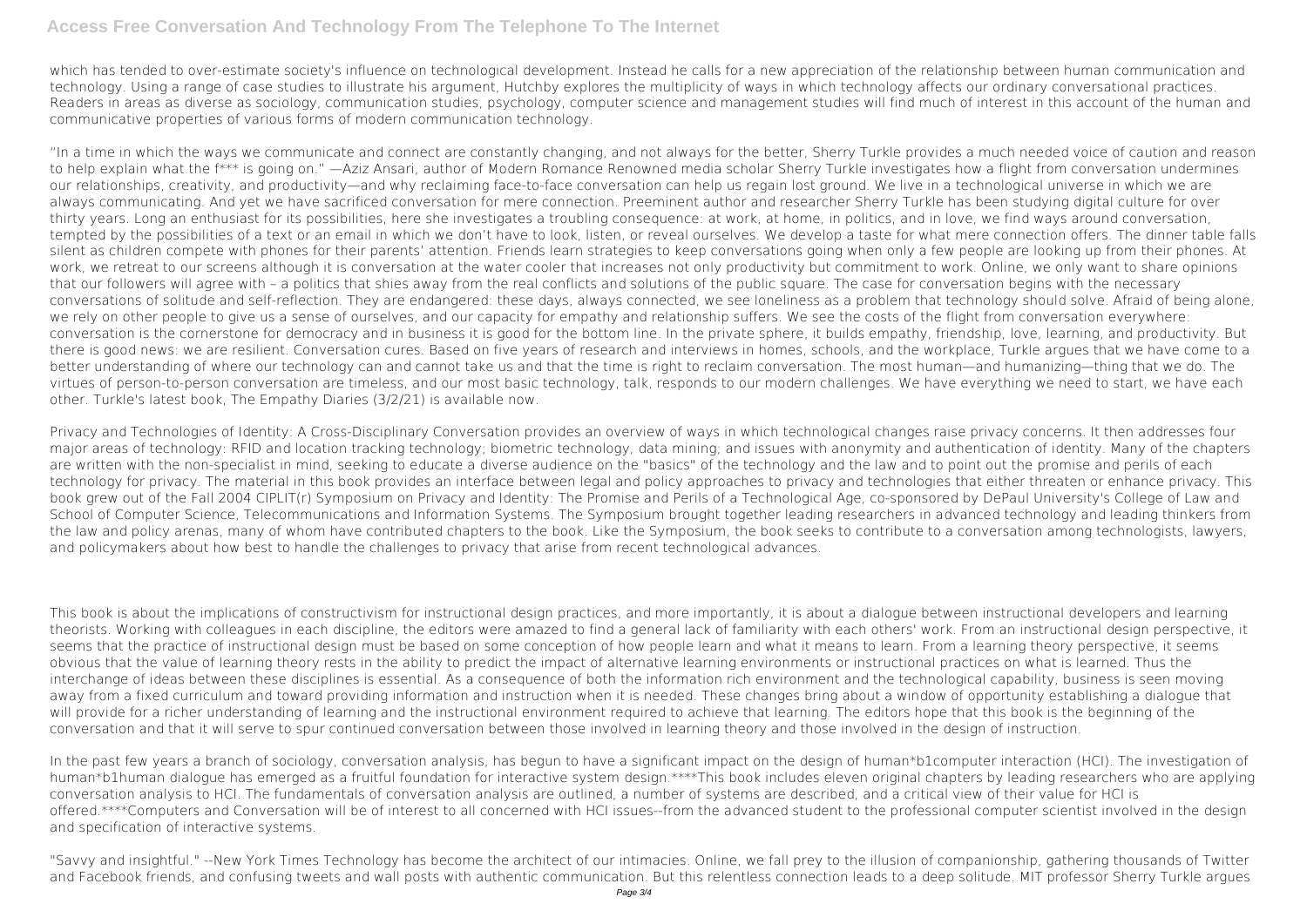which has tended to over-estimate society's influence on technological development. Instead he calls for a new appreciation of the relationship between human communication and technology. Using a range of case studies to illustrate his argument, Hutchby explores the multiplicity of ways in which technology affects our ordinary conversational practices. Readers in areas as diverse as sociology, communication studies, psychology, computer science and management studies will find much of interest in this account of the human and communicative properties of various forms of modern communication technology.

"In a time in which the ways we communicate and connect are constantly changing, and not always for the better, Sherry Turkle provides a much needed voice of caution and reason to help explain what the f*** is going on." —Aziz Ansari, author of Modern Romance Renowned media scholar Sherry Turkle investigates how a flight from conversation undermines our relationships, creativity, and productivity—and why reclaiming face-to-face conversation can help us regain lost ground. We live in a technological universe in which we are always communicating. And yet we have sacrificed conversation for mere connection. Preeminent author and researcher Sherry Turkle has been studying digital culture for over thirty years. Long an enthusiast for its possibilities, here she investigates a troubling consequence: at work, at home, in politics, and in love, we find ways around conversation, tempted by the possibilities of a text or an email in which we don't have to look, listen, or reveal ourselves. We develop a taste for what mere connection offers. The dinner table falls silent as children compete with phones for their parents' attention. Friends learn strategies to keep conversations going when only a few people are looking up from their phones. At work, we retreat to our screens although it is conversation at the water cooler that increases not only productivity but commitment to work. Online, we only want to share opinions that our followers will agree with – a politics that shies away from the real conflicts and solutions of the public square. The case for conversation begins with the necessary conversations of solitude and self-reflection. They are endangered: these days, always connected, we see loneliness as a problem that technology should solve. Afraid of being alone, we rely on other people to give us a sense of ourselves, and our capacity for empathy and relationship suffers. We see the costs of the flight from conversation everywhere: conversation is the cornerstone for democracy and in business it is good for the bottom line. In the private sphere, it builds empathy, friendship, love, learning, and productivity. But there is good news: we are resilient. Conversation cures. Based on five years of research and interviews in homes, schools, and the workplace, Turkle argues that we have come to a better understanding of where our technology can and cannot take us and that the time is right to reclaim conversation. The most human—and humanizing—thing that we do. The virtues of person-to-person conversation are timeless, and our most basic technology, talk, responds to our modern challenges. We have everything we need to start, we have each other. Turkle's latest book, The Empathy Diaries (3/2/21) is available now.

Privacy and Technologies of Identity: A Cross-Disciplinary Conversation provides an overview of ways in which technological changes raise privacy concerns. It then addresses four major areas of technology: RFID and location tracking technology; biometric technology, data mining; and issues with anonymity and authentication of identity. Many of the chapters are written with the non-specialist in mind, seeking to educate a diverse audience on the "basics" of the technology and the law and to point out the promise and perils of each technology for privacy. The material in this book provides an interface between legal and policy approaches to privacy and technologies that either threaten or enhance privacy. This book grew out of the Fall 2004 CIPLIT(r) Symposium on Privacy and Identity: The Promise and Perils of a Technological Age, co-sponsored by DePaul University's College of Law and School of Computer Science, Telecommunications and Information Systems. The Symposium brought together leading researchers in advanced technology and leading thinkers from the law and policy arenas, many of whom have contributed chapters to the book. Like the Symposium, the book seeks to contribute to a conversation among technologists, lawyers, and policymakers about how best to handle the challenges to privacy that arise from recent technological advances.

This book is about the implications of constructivism for instructional design practices, and more importantly, it is about a dialogue between instructional developers and learning theorists. Working with colleagues in each discipline, the editors were amazed to find a general lack of familiarity with each others' work. From an instructional design perspective, it seems that the practice of instructional design must be based on some conception of how people learn and what it means to learn. From a learning theory perspective, it seems obvious that the value of learning theory rests in the ability to predict the impact of alternative learning environments or instructional practices on what is learned. Thus the interchange of ideas between these disciplines is essential. As a consequence of both the information rich environment and the technological capability, business is seen moving away from a fixed curriculum and toward providing information and instruction when it is needed. These changes bring about a window of opportunity establishing a dialogue that will provide for a richer understanding of learning and the instructional environment required to achieve that learning. The editors hope that this book is the beginning of the conversation and that it will serve to spur continued conversation between those involved in learning theory and those involved in the design of instruction.

In the past few years a branch of sociology, conversation analysis, has begun to have a significant impact on the design of human*b1computer interaction (HCI). The investigation of human*b1human dialogue has emerged as a fruitful foundation for interactive system design.****This book includes eleven original chapters by leading researchers who are applying conversation analysis to HCI. The fundamentals of conversation analysis are outlined, a number of systems are described, and a critical view of their value for HCI is offered.****Computers and Conversation will be of interest to all concerned with HCI issues--from the advanced student to the professional computer scientist involved in the design and specification of interactive systems.

"Savvy and insightful." --New York Times Technology has become the architect of our intimacies. Online, we fall prey to the illusion of companionship, gathering thousands of Twitter and Facebook friends, and confusing tweets and wall posts with authentic communication. But this relentless connection leads to a deep solitude. MIT professor Sherry Turkle argues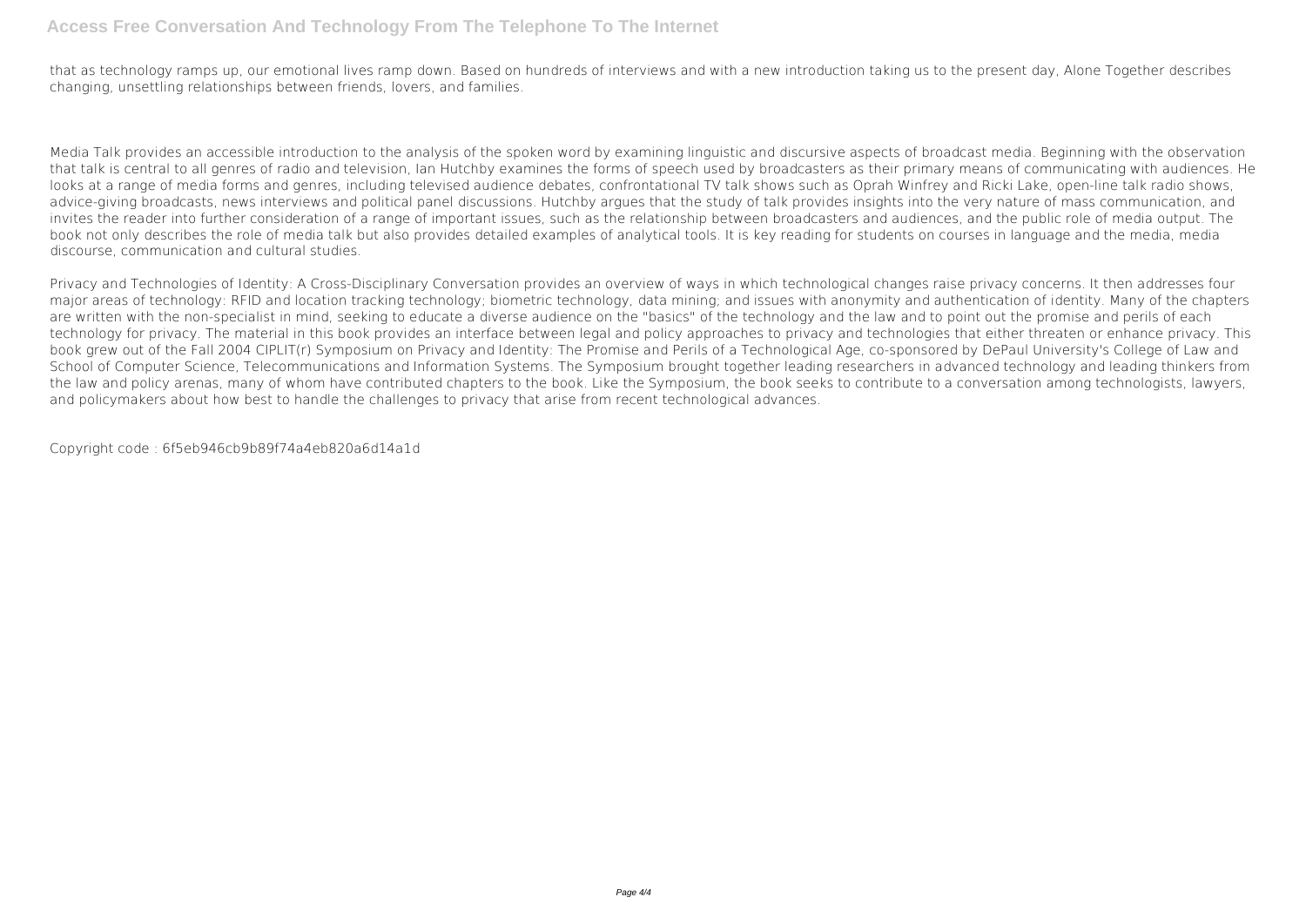that as technology ramps up, our emotional lives ramp down. Based on hundreds of interviews and with a new introduction taking us to the present day, Alone Together describes changing, unsettling relationships between friends, lovers, and families.

Media Talk provides an accessible introduction to the analysis of the spoken word by examining linguistic and discursive aspects of broadcast media. Beginning with the observation that talk is central to all genres of radio and television, Ian Hutchby examines the forms of speech used by broadcasters as their primary means of communicating with audiences. He looks at a range of media forms and genres, including televised audience debates, confrontational TV talk shows such as Oprah Winfrey and Ricki Lake, open-line talk radio shows, advice-giving broadcasts, news interviews and political panel discussions. Hutchby argues that the study of talk provides insights into the very nature of mass communication, and invites the reader into further consideration of a range of important issues, such as the relationship between broadcasters and audiences, and the public role of media output. The book not only describes the role of media talk but also provides detailed examples of analytical tools. It is key reading for students on courses in language and the media, media discourse, communication and cultural studies.

Privacy and Technologies of Identity: A Cross-Disciplinary Conversation provides an overview of ways in which technological changes raise privacy concerns. It then addresses four major areas of technology: RFID and location tracking technology; biometric technology, data mining; and issues with anonymity and authentication of identity. Many of the chapters are written with the non-specialist in mind, seeking to educate a diverse audience on the "basics" of the technology and the law and to point out the promise and perils of each technology for privacy. The material in this book provides an interface between legal and policy approaches to privacy and technologies that either threaten or enhance privacy. This book grew out of the Fall 2004 CIPLIT(r) Symposium on Privacy and Identity: The Promise and Perils of a Technological Age, co-sponsored by DePaul University's College of Law and School of Computer Science, Telecommunications and Information Systems. The Symposium brought together leading researchers in advanced technology and leading thinkers from the law and policy arenas, many of whom have contributed chapters to the book. Like the Symposium, the book seeks to contribute to a conversation among technologists, lawyers, and policymakers about how best to handle the challenges to privacy that arise from recent technological advances.

Copyright code : 6f5eb946cb9b89f74a4eb820a6d14a1d